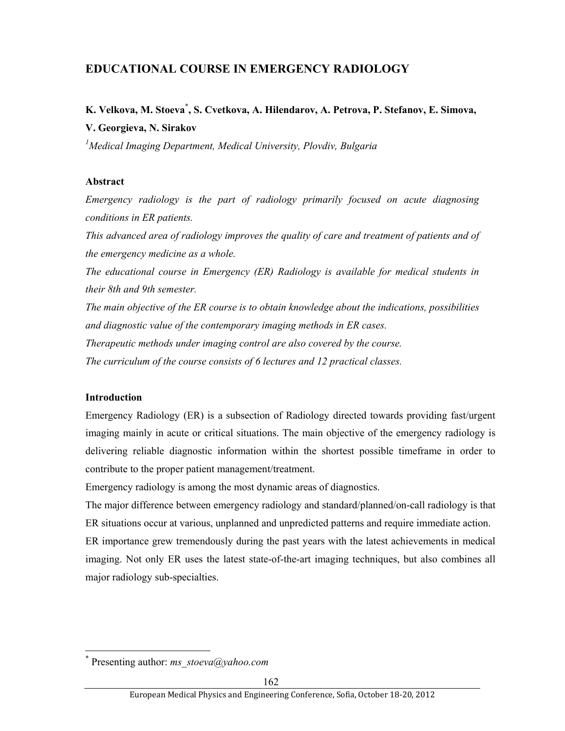# EDUCATIONAL COURSE IN EMERGENCY RADIOLOGY

**K. Velkova, M. Stoeva*, S. Cvetkova, A. Hilendarov, A. Petrova, P. Stefanov, E. Simova, V. Georgieva, N. Sirakov**

[1]*Medical Imaging Department, Medical University, Plovdiv, Bulgaria*

## Abstract

*Emergency radiology is the part of radiology primarily focused on acute diagnosing conditions in ER patients.*

*This advanced area of radiology improves the quality of care and treatment of patients and of the emergency medicine as a whole.*

*The educational course in Emergency (ER) Radiology is available for medical students in their 8th and 9th semester.*

*The main objective of the ER course is to obtain knowledge about the indications, possibilities and diagnostic value of the contemporary imaging methods in ER cases.*

*Therapeutic methods under imaging control are also covered by the course.*

*The curriculum of the course consists of 6 lectures and 12 practical classes.*

## Introduction

Emergency Radiology (ER) is a subsection of Radiology directed towards providing fast/urgent imaging mainly in acute or critical situations. The main objective of the emergency radiology is delivering reliable diagnostic information within the shortest possible timeframe in order to contribute to the proper patient management/treatment.

Emergency radiology is among the most dynamic areas of diagnostics.

The major difference between emergency radiology and standard/planned/on-call radiology is that ER situations occur at various, unplanned and unpredicted patterns and require immediate action.

ER importance grew tremendously during the past years with the latest achievements in medical imaging. Not only ER uses the latest state-of-the-art imaging techniques, but also combines all major radiology sub-specialties.

---

\* Presenting author: *ms_stoeva@yahoo.com*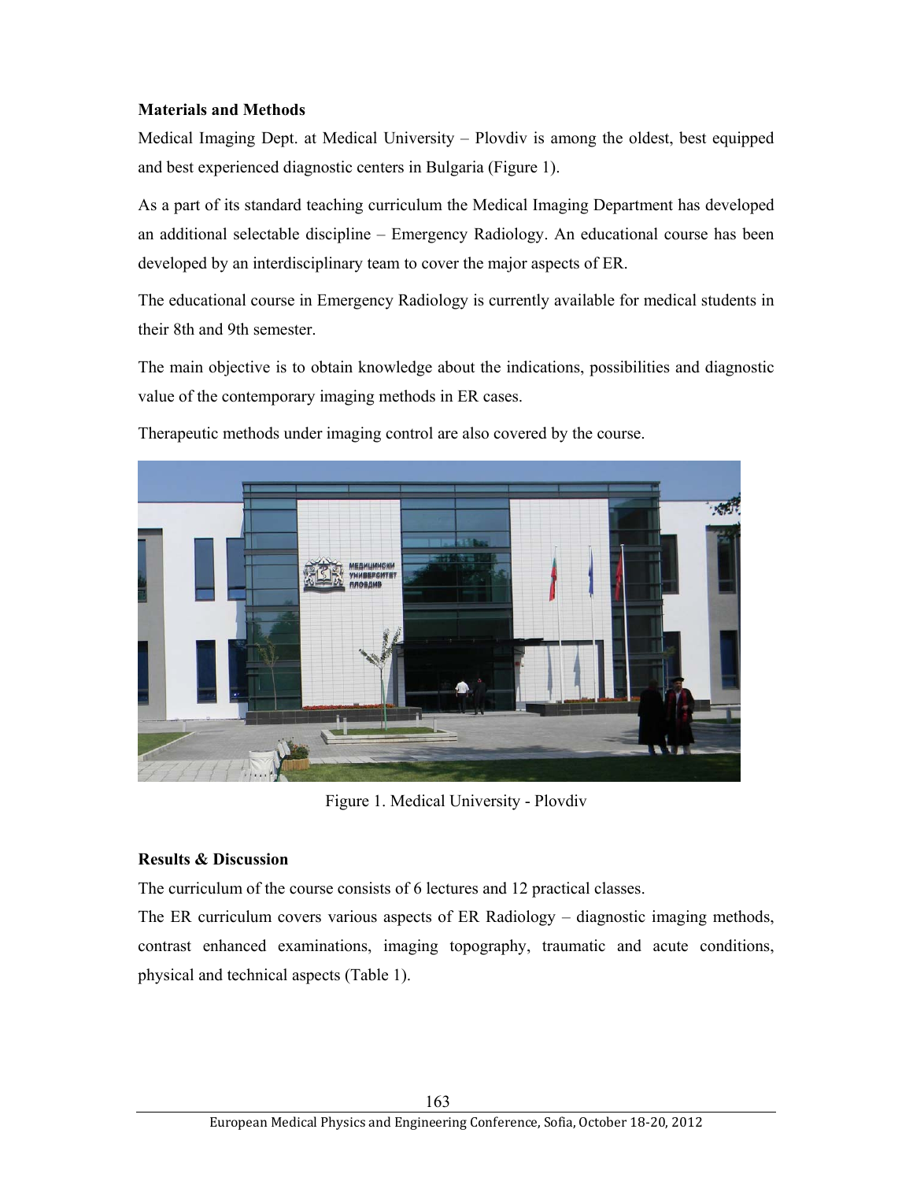## Materials and Methods

Medical Imaging Dept. at Medical University – Plovdiv is among the oldest, best equipped and best experienced diagnostic centers in Bulgaria (Figure 1).

As a part of its standard teaching curriculum the Medical Imaging Department has developed an additional selectable discipline – Emergency Radiology. An educational course has been developed by an interdisciplinary team to cover the major aspects of ER.

The educational course in Emergency Radiology is currently available for medical students in their 8th and 9th semester.

The main objective is to obtain knowledge about the indications, possibilities and diagnostic value of the contemporary imaging methods in ER cases.

Therapeutic methods under imaging control are also covered by the course.

Figure 1. Medical University - Plovdiv

## Results & Discussion

The curriculum of the course consists of 6 lectures and 12 practical classes.

The ER curriculum covers various aspects of ER Radiology – diagnostic imaging methods, contrast enhanced examinations, imaging topography, traumatic and acute conditions, physical and technical aspects (Table 1).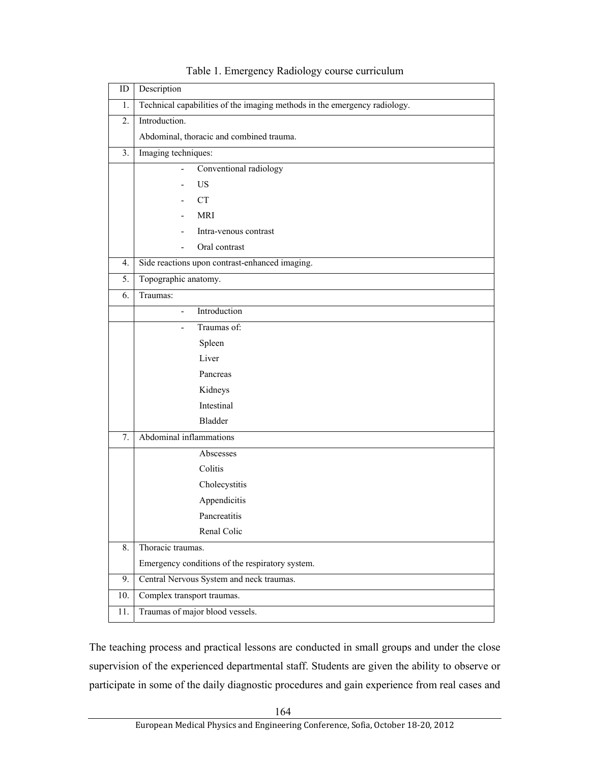Table 1. Emergency Radiology course curriculum

| ID | Description |
|---|---|
| 1. | Technical capabilities of the imaging methods in the emergency radiology. |
| 2. | Introduction.<br>Abdominal, thoracic and combined trauma. |
| 3. | Imaging techniques: |
| | - Conventional radiology<br>- US<br>- CT<br>- MRI<br>- Intra-venous contrast<br>- Oral contrast |
| 4. | Side reactions upon contrast-enhanced imaging. |
| 5. | Topographic anatomy. |
| 6. | Traumas: |
| | - Introduction |
| | - Traumas of:<br>Spleen<br>Liver<br>Pancreas<br>Kidneys<br>Intestinal<br>Bladder |
| 7. | Abdominal inflammations |
| | Abscesses<br>Colitis<br>Cholecystitis<br>Appendicitis<br>Pancreatitis<br>Renal Colic |
| 8. | Thoracic traumas.<br>Emergency conditions of the respiratory system. |
| 9. | Central Nervous System and neck traumas. |
| 10. | Complex transport traumas. |
| 11. | Traumas of major blood vessels. |

The teaching process and practical lessons are conducted in small groups and under the close supervision of the experienced departmental staff. Students are given the ability to observe or participate in some of the daily diagnostic procedures and gain experience from real cases and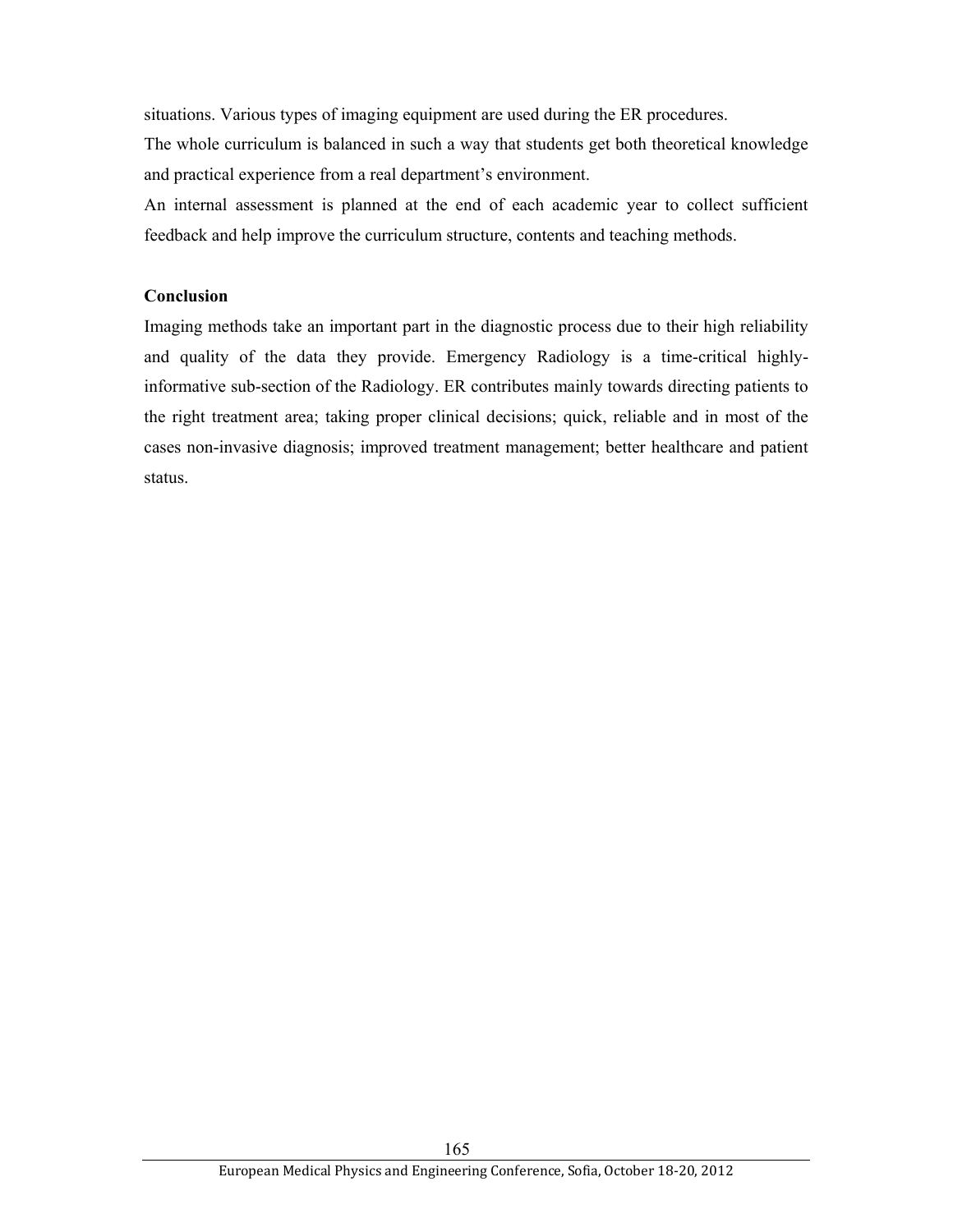situations. Various types of imaging equipment are used during the ER procedures.

The whole curriculum is balanced in such a way that students get both theoretical knowledge and practical experience from a real department's environment.

An internal assessment is planned at the end of each academic year to collect sufficient feedback and help improve the curriculum structure, contents and teaching methods.

**Conclusion**

Imaging methods take an important part in the diagnostic process due to their high reliability and quality of the data they provide. Emergency Radiology is a time-critical highly-informative sub-section of the Radiology. ER contributes mainly towards directing patients to the right treatment area; taking proper clinical decisions; quick, reliable and in most of the cases non-invasive diagnosis; improved treatment management; better healthcare and patient status.